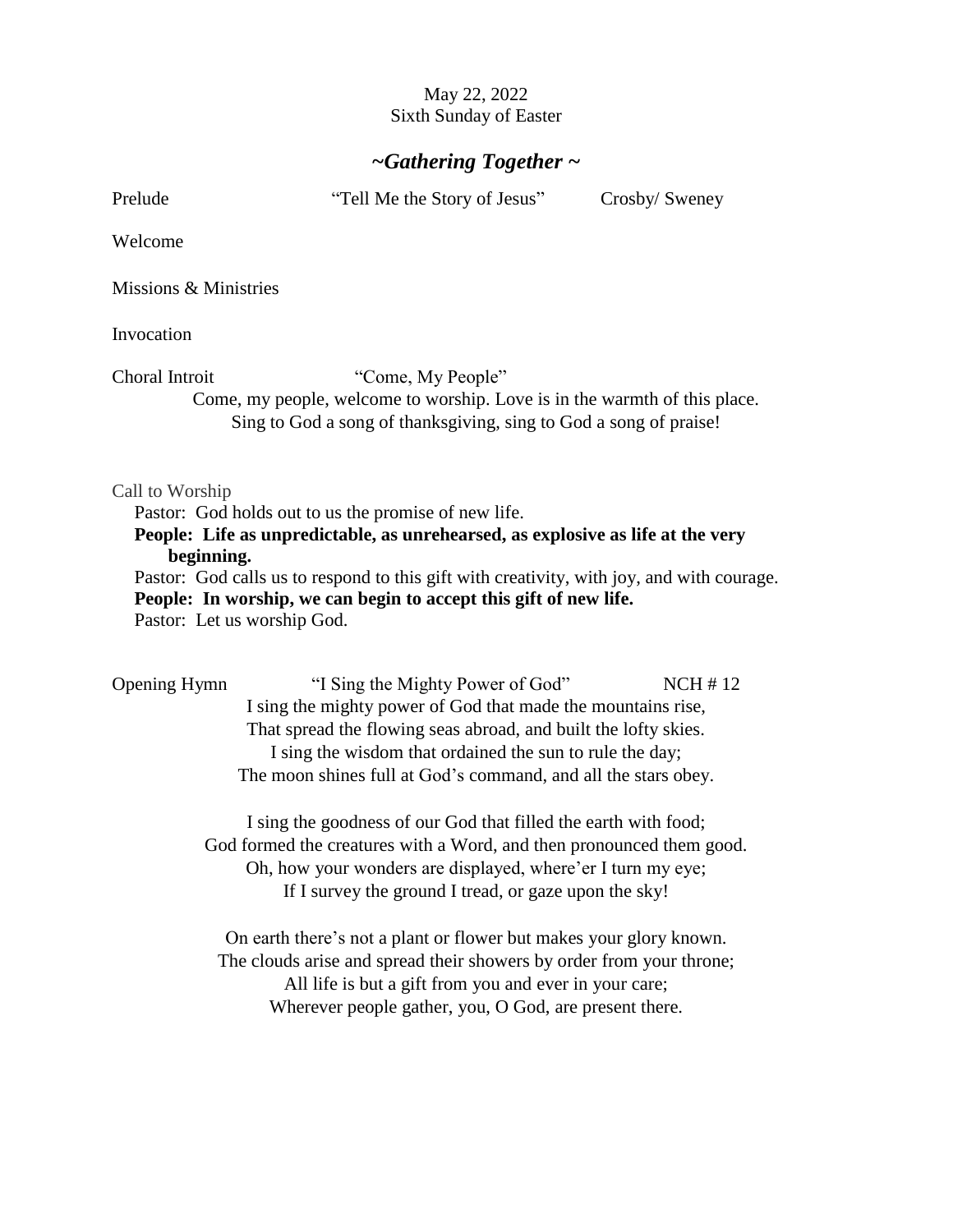May 22, 2022
Sixth Sunday of Easter

## *~Gathering Together ~*

Prelude "Tell Me the Story of Jesus" Crosby/ Sweney

Welcome

Missions & Ministries

Invocation

Choral Introit "Come, My People"

Come, my people, welcome to worship. Love is in the warmth of this place.
Sing to God a song of thanksgiving, sing to God a song of praise!

Call to Worship

Pastor: God holds out to us the promise of new life.

**People: Life as unpredictable, as unrehearsed, as explosive as life at the very beginning.**

Pastor: God calls us to respond to this gift with creativity, with joy, and with courage.

**People: In worship, we can begin to accept this gift of new life.**

Pastor: Let us worship God.

Opening Hymn "I Sing the Mighty Power of God" NCH # 12

I sing the mighty power of God that made the mountains rise,
That spread the flowing seas abroad, and built the lofty skies.
I sing the wisdom that ordained the sun to rule the day;
The moon shines full at God's command, and all the stars obey.

I sing the goodness of our God that filled the earth with food;
God formed the creatures with a Word, and then pronounced them good.
Oh, how your wonders are displayed, where'er I turn my eye;
If I survey the ground I tread, or gaze upon the sky!

On earth there's not a plant or flower but makes your glory known.
The clouds arise and spread their showers by order from your throne;
All life is but a gift from you and ever in your care;
Wherever people gather, you, O God, are present there.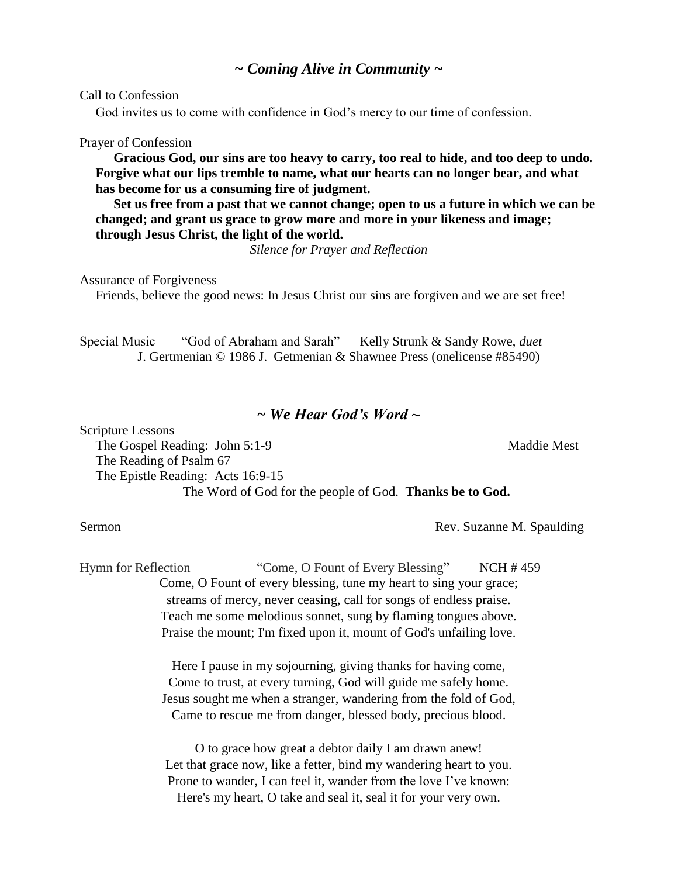## *~ Coming Alive in Community ~*

Call to Confession

God invites us to come with confidence in God's mercy to our time of confession.

Prayer of Confession

**Gracious God, our sins are too heavy to carry, too real to hide, and too deep to undo. Forgive what our lips tremble to name, what our hearts can no longer bear, and what has become for us a consuming fire of judgment.**

**Set us free from a past that we cannot change; open to us a future in which we can be changed; and grant us grace to grow more and more in your likeness and image; through Jesus Christ, the light of the world.**

*Silence for Prayer and Reflection*

Assurance of Forgiveness

Friends, believe the good news: In Jesus Christ our sins are forgiven and we are set free!

Special Music "God of Abraham and Sarah" Kelly Strunk & Sandy Rowe, *duet*
J. Gertmenian © 1986 J. Getmenian & Shawnee Press (onelicense #85490)

## *~ We Hear God's Word ~*

Scripture Lessons

The Gospel Reading: John 5:1-9 Maddie Mest
The Reading of Psalm 67
The Epistle Reading: Acts 16:9-15

The Word of God for the people of God. **Thanks be to God.**

Sermon Rev. Suzanne M. Spaulding

Hymn for Reflection "Come, O Fount of Every Blessing" NCH # 459

Come, O Fount of every blessing, tune my heart to sing your grace;
streams of mercy, never ceasing, call for songs of endless praise.
Teach me some melodious sonnet, sung by flaming tongues above.
Praise the mount; I'm fixed upon it, mount of God's unfailing love.

Here I pause in my sojourning, giving thanks for having come,
Come to trust, at every turning, God will guide me safely home.
Jesus sought me when a stranger, wandering from the fold of God,
Came to rescue me from danger, blessed body, precious blood.

O to grace how great a debtor daily I am drawn anew!
Let that grace now, like a fetter, bind my wandering heart to you.
Prone to wander, I can feel it, wander from the love I've known:
Here's my heart, O take and seal it, seal it for your very own.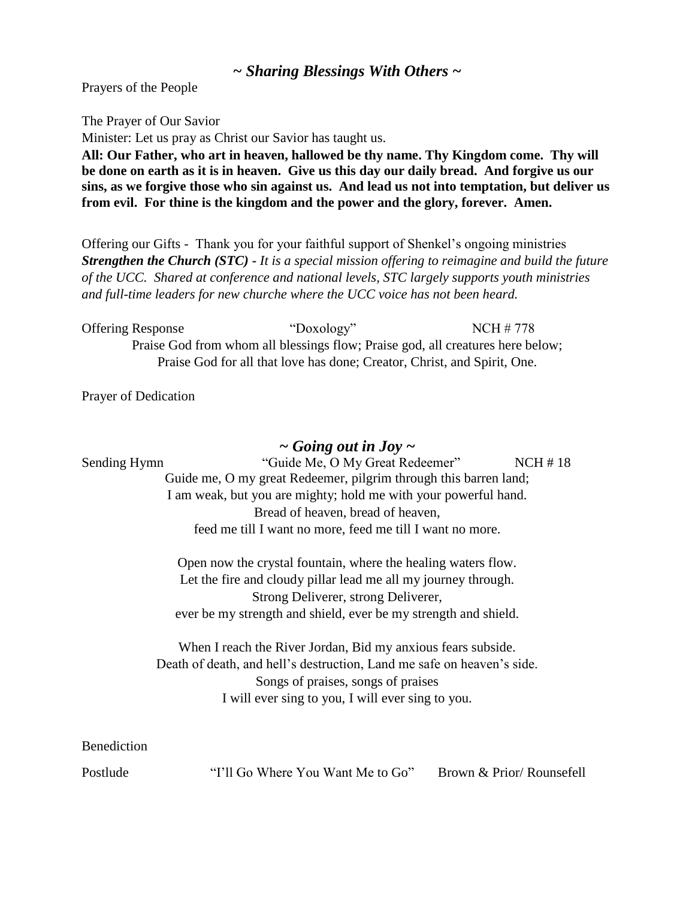## *~ Sharing Blessings With Others ~*

Prayers of the People

The Prayer of Our Savior

Minister: Let us pray as Christ our Savior has taught us.

**All: Our Father, who art in heaven, hallowed be thy name. Thy Kingdom come. Thy will be done on earth as it is in heaven. Give us this day our daily bread. And forgive us our sins, as we forgive those who sin against us. And lead us not into temptation, but deliver us from evil. For thine is the kingdom and the power and the glory, forever. Amen.**

Offering our Gifts - Thank you for your faithful support of Shenkel's ongoing ministries

***Strengthen the Church (STC)*** *- It is a special mission offering to reimagine and build the future of the UCC. Shared at conference and national levels, STC largely supports youth ministries and full-time leaders for new churche where the UCC voice has not been heard.*

Offering Response "Doxology" NCH # 778

Praise God from whom all blessings flow; Praise god, all creatures here below;
Praise God for all that love has done; Creator, Christ, and Spirit, One.

Prayer of Dedication

## *~ Going out in Joy ~*

Sending Hymn "Guide Me, O My Great Redeemer" NCH # 18

Guide me, O my great Redeemer, pilgrim through this barren land;
I am weak, but you are mighty; hold me with your powerful hand.
Bread of heaven, bread of heaven,
feed me till I want no more, feed me till I want no more.

Open now the crystal fountain, where the healing waters flow.
Let the fire and cloudy pillar lead me all my journey through.
Strong Deliverer, strong Deliverer,
ever be my strength and shield, ever be my strength and shield.

When I reach the River Jordan, Bid my anxious fears subside.
Death of death, and hell's destruction, Land me safe on heaven's side.
Songs of praises, songs of praises
I will ever sing to you, I will ever sing to you.

Benediction

Postlude "I'll Go Where You Want Me to Go" Brown & Prior/ Rounsefell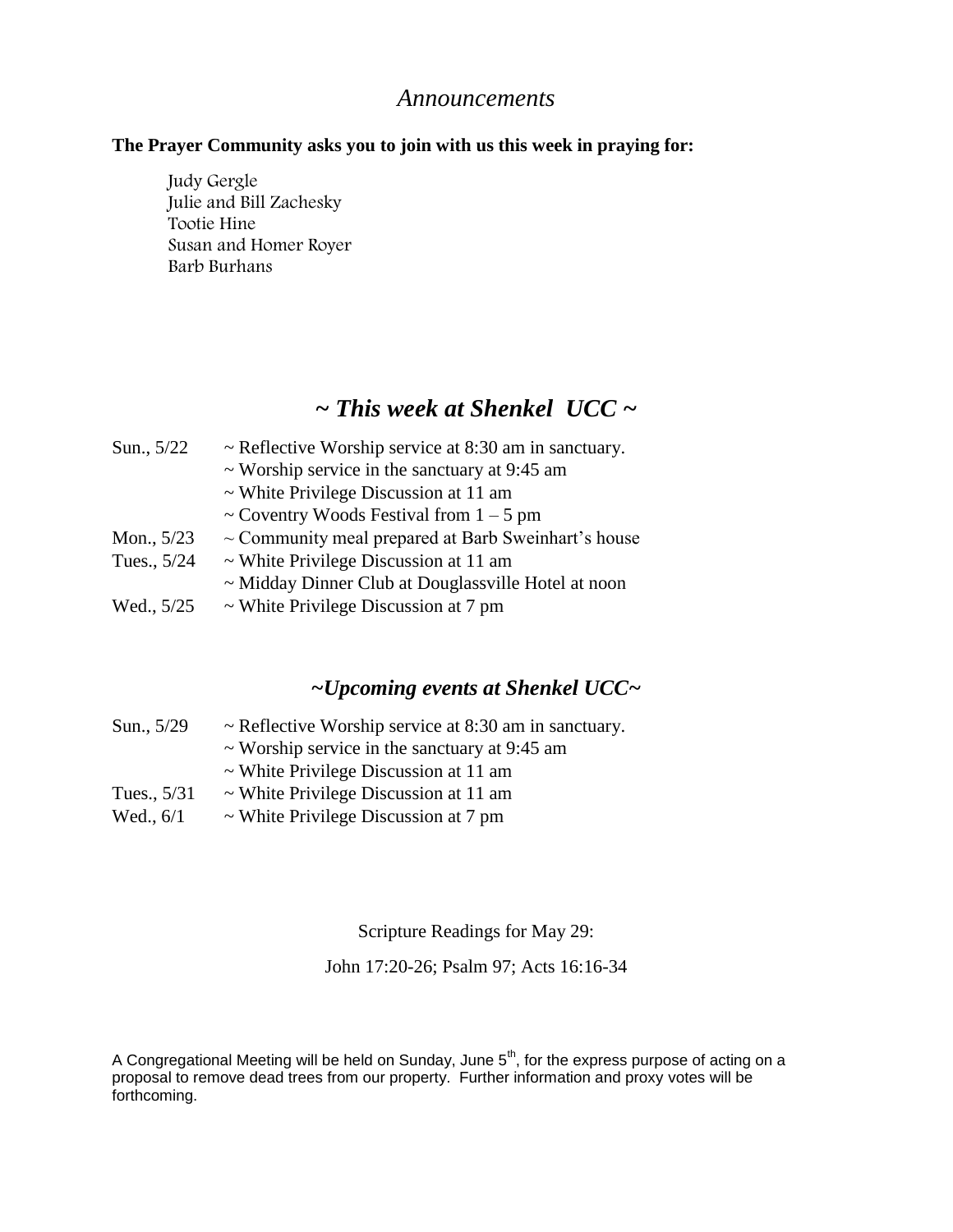## *Announcements*

**The Prayer Community asks you to join with us this week in praying for:**

Judy Gergle
Julie and Bill Zachesky
Tootie Hine
Susan and Homer Royer
Barb Burhans

## *~ This week at Shenkel UCC ~*

| | |
|---|---|
| Sun., 5/22 | ~ Reflective Worship service at 8:30 am in sanctuary. |
| | ~ Worship service in the sanctuary at 9:45 am |
| | ~ White Privilege Discussion at 11 am |
| | ~ Coventry Woods Festival from 1 – 5 pm |
| Mon., 5/23 | ~ Community meal prepared at Barb Sweinhart's house |
| Tues., 5/24 | ~ White Privilege Discussion at 11 am |
| | ~ Midday Dinner Club at Douglassville Hotel at noon |
| Wed., 5/25 | ~ White Privilege Discussion at 7 pm |

## *~Upcoming events at Shenkel UCC~*

| | |
|---|---|
| Sun., 5/29 | ~ Reflective Worship service at 8:30 am in sanctuary. |
| | ~ Worship service in the sanctuary at 9:45 am |
| | ~ White Privilege Discussion at 11 am |
| Tues., 5/31 | ~ White Privilege Discussion at 11 am |
| Wed., 6/1 | ~ White Privilege Discussion at 7 pm |

Scripture Readings for May 29:

John 17:20-26; Psalm 97; Acts 16:16-34

A Congregational Meeting will be held on Sunday, June 5th, for the express purpose of acting on a proposal to remove dead trees from our property. Further information and proxy votes will be forthcoming.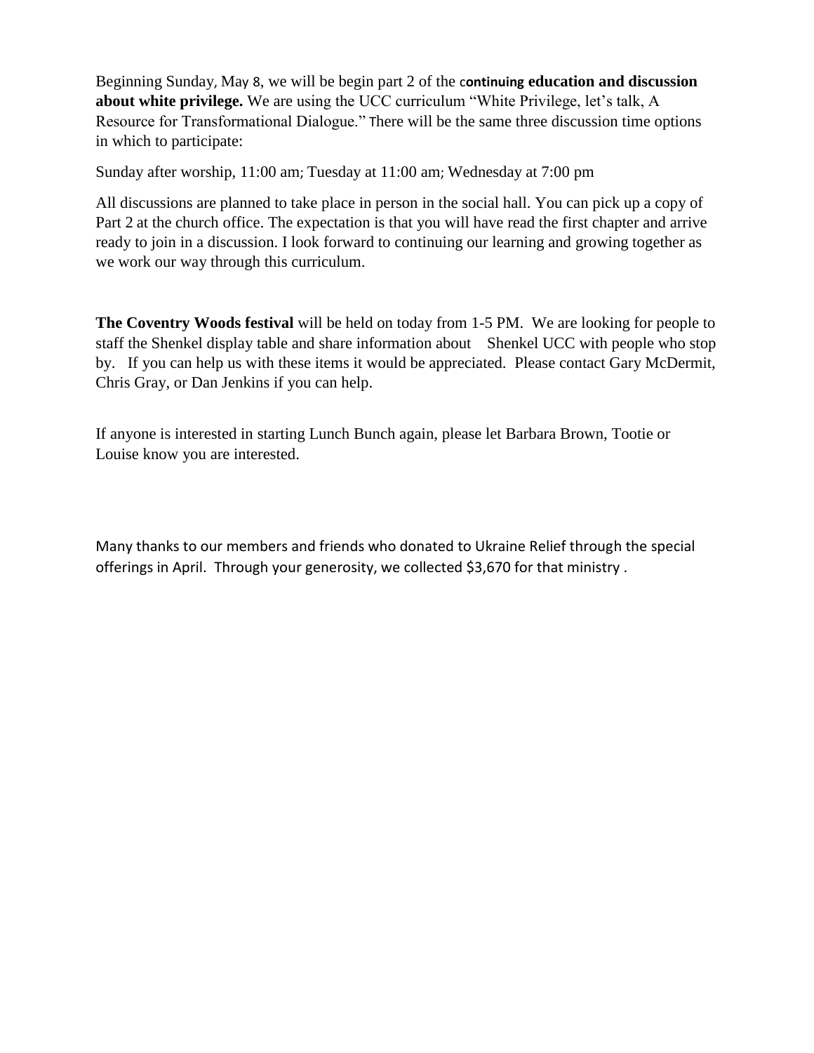Beginning Sunday, May 8, we will be begin part 2 of the **continuing education and discussion about white privilege.** We are using the UCC curriculum "White Privilege, let's talk, A Resource for Transformational Dialogue." There will be the same three discussion time options in which to participate:

Sunday after worship, 11:00 am; Tuesday at 11:00 am; Wednesday at 7:00 pm

All discussions are planned to take place in person in the social hall. You can pick up a copy of Part 2 at the church office. The expectation is that you will have read the first chapter and arrive ready to join in a discussion. I look forward to continuing our learning and growing together as we work our way through this curriculum.

**The Coventry Woods festival** will be held on today from 1-5 PM. We are looking for people to staff the Shenkel display table and share information about Shenkel UCC with people who stop by. If you can help us with these items it would be appreciated. Please contact Gary McDermit, Chris Gray, or Dan Jenkins if you can help.

If anyone is interested in starting Lunch Bunch again, please let Barbara Brown, Tootie or Louise know you are interested.

Many thanks to our members and friends who donated to Ukraine Relief through the special offerings in April. Through your generosity, we collected $3,670 for that ministry .